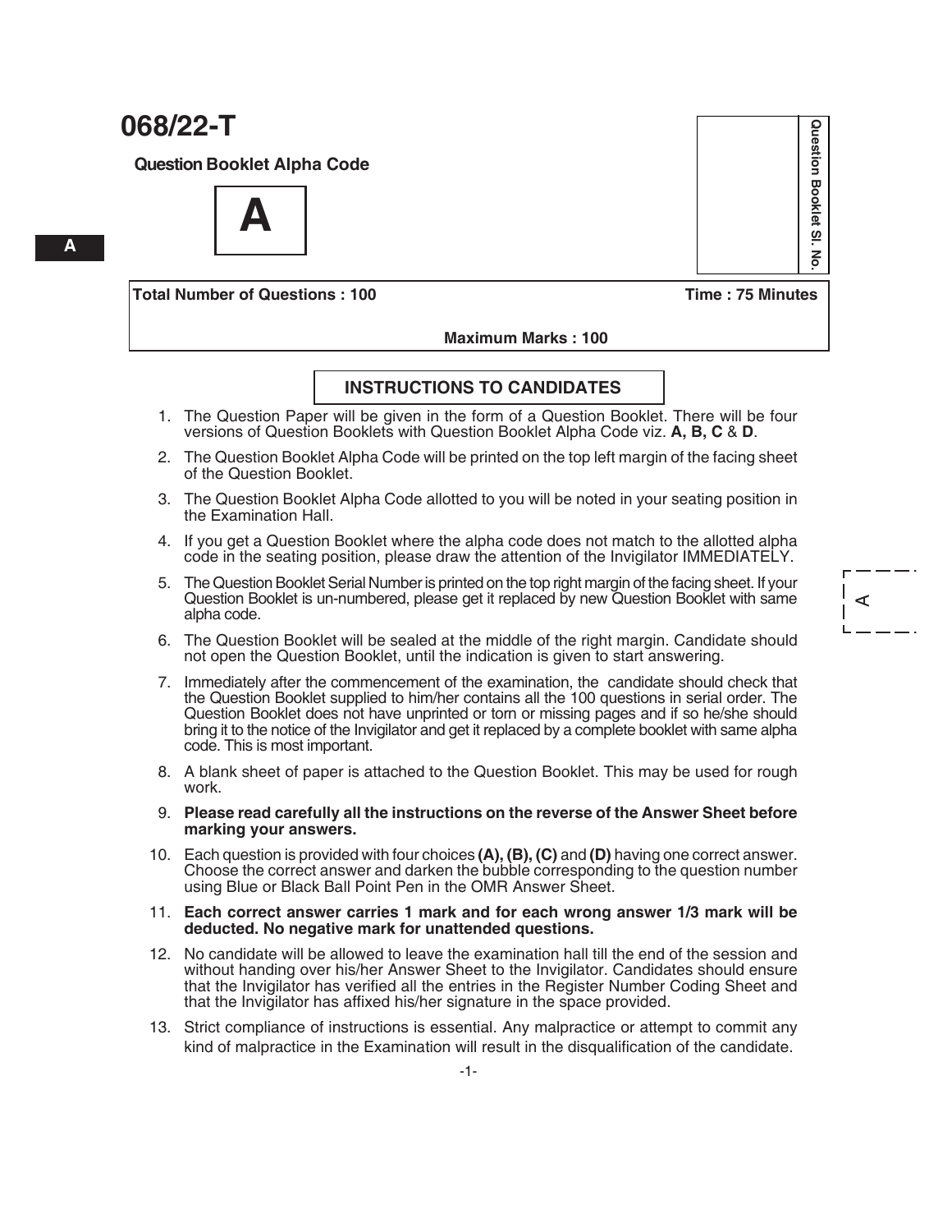# 068/22-T

**Question Booklet Alpha Code**

**A**

Question Booklet Sl. No.

| **Total Number of Questions : 100** | **Time : 75 Minutes** |
|---|---|
| **Maximum Marks : 100** | |

## INSTRUCTIONS TO CANDIDATES

1. The Question Paper will be given in the form of a Question Booklet. There will be four versions of Question Booklets with Question Booklet Alpha Code viz. **A, B, C** & **D**.
2. The Question Booklet Alpha Code will be printed on the top left margin of the facing sheet of the Question Booklet.
3. The Question Booklet Alpha Code allotted to you will be noted in your seating position in the Examination Hall.
4. If you get a Question Booklet where the alpha code does not match to the allotted alpha code in the seating position, please draw the attention of the Invigilator IMMEDIATELY.
5. The Question Booklet Serial Number is printed on the top right margin of the facing sheet. If your Question Booklet is un-numbered, please get it replaced by new Question Booklet with same alpha code.
6. The Question Booklet will be sealed at the middle of the right margin. Candidate should not open the Question Booklet, until the indication is given to start answering.
7. Immediately after the commencement of the examination, the candidate should check that the Question Booklet supplied to him/her contains all the 100 questions in serial order. The Question Booklet does not have unprinted or torn or missing pages and if so he/she should bring it to the notice of the Invigilator and get it replaced by a complete booklet with same alpha code. This is most important.
8. A blank sheet of paper is attached to the Question Booklet. This may be used for rough work.
9. **Please read carefully all the instructions on the reverse of the Answer Sheet before marking your answers.**
10. Each question is provided with four choices **(A), (B), (C)** and **(D)** having one correct answer. Choose the correct answer and darken the bubble corresponding to the question number using Blue or Black Ball Point Pen in the OMR Answer Sheet.
11. **Each correct answer carries 1 mark and for each wrong answer 1/3 mark will be deducted. No negative mark for unattended questions.**
12. No candidate will be allowed to leave the examination hall till the end of the session and without handing over his/her Answer Sheet to the Invigilator. Candidates should ensure that the Invigilator has verified all the entries in the Register Number Coding Sheet and that the Invigilator has affixed his/her signature in the space provided.
13. Strict compliance of instructions is essential. Any malpractice or attempt to commit any kind of malpractice in the Examination will result in the disqualification of the candidate.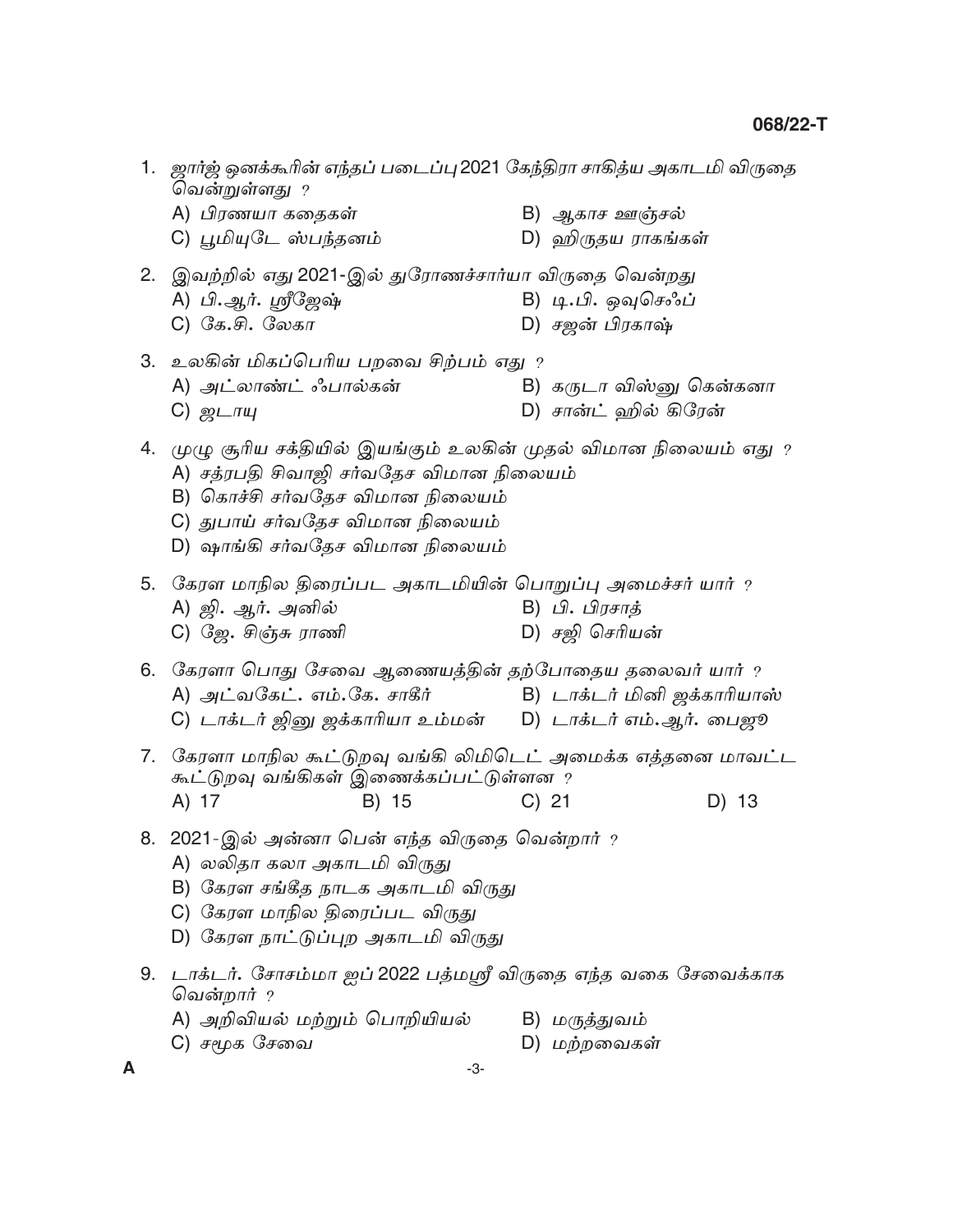1. ஜார்ஜ் ஒனக்கூரின் எந்தப் படைப்பு 2021 கேந்திரா சாகித்ய அகாடமி விருதை வென்றுள்ளது ?
   - A) பிரணயா கதைகள்
   - B) ஆகாச ஊஞ்சல்
   - C) பூமியுடே ஸ்பந்தனம்
   - D) ஹிருதய ராகங்கள்

2. இவற்றில் எது 2021-இல் துரோணச்சார்யா விருதை வென்றது
   - A) பி.ஆர். ஸ்ரீஜேஷ்
   - B) டி.பி. ஒவுசெஃப்
   - C) கே.சி. லேகா
   - D) சஜன் பிரகாஷ்

3. உலகின் மிகப்பெரிய பறவை சிற்பம் எது ?
   - A) அட்லாண்ட் ஃபால்கன்
   - B) கருடா விஸ்னு கென்கனா
   - C) ஜடாயு
   - D) சான்ட் ஹில் கிரேன்

4. முழு சூரிய சக்தியில் இயங்கும் உலகின் முதல் விமான நிலையம் எது ?
   - A) சத்ரபதி சிவாஜி சர்வதேச விமான நிலையம்
   - B) கொச்சி சர்வதேச விமான நிலையம்
   - C) துபாய் சர்வதேச விமான நிலையம்
   - D) ஷாங்கி சர்வதேச விமான நிலையம்

5. கேரள மாநில திரைப்பட அகாடமியின் பொறுப்பு அமைச்சர் யார் ?
   - A) ஜி. ஆர். அனில்
   - B) பி. பிரசாத்
   - C) ஜே. சிஞ்சு ராணி
   - D) சஜி செரியன்

6. கேரளா பொது சேவை ஆணையத்தின் தற்போதைய தலைவர் யார் ?
   - A) அட்வகேட். எம்.கே. சாகீர்
   - B) டாக்டர் மினி ஜக்காரியாஸ்
   - C) டாக்டர் ஜினு ஜக்காரியா உம்மன்
   - D) டாக்டர் எம்.ஆர். பைஜூ

7. கேரளா மாநில கூட்டுறவு வங்கி லிமிடெட் அமைக்க எத்தனை மாவட்ட கூட்டுறவு வங்கிகள் இணைக்கப்பட்டுள்ளன ?
   - A) 17
   - B) 15
   - C) 21
   - D) 13

8. 2021-இல் அன்னா பென் எந்த விருதை வென்றார் ?
   - A) லலிதா கலா அகாடமி விருது
   - B) கேரள சங்கீத நாடக அகாடமி விருது
   - C) கேரள மாநில திரைப்பட விருது
   - D) கேரள நாட்டுப்புற அகாடமி விருது

9. டாக்டர். சோசம்மா ஐப் 2022 பத்மஸ்ரீ விருதை எந்த வகை சேவைக்காக வென்றார் ?
   - A) அறிவியல் மற்றும் பொறியியல்
   - B) மருத்துவம்
   - C) சமூக சேவை
   - D) மற்றவைகள்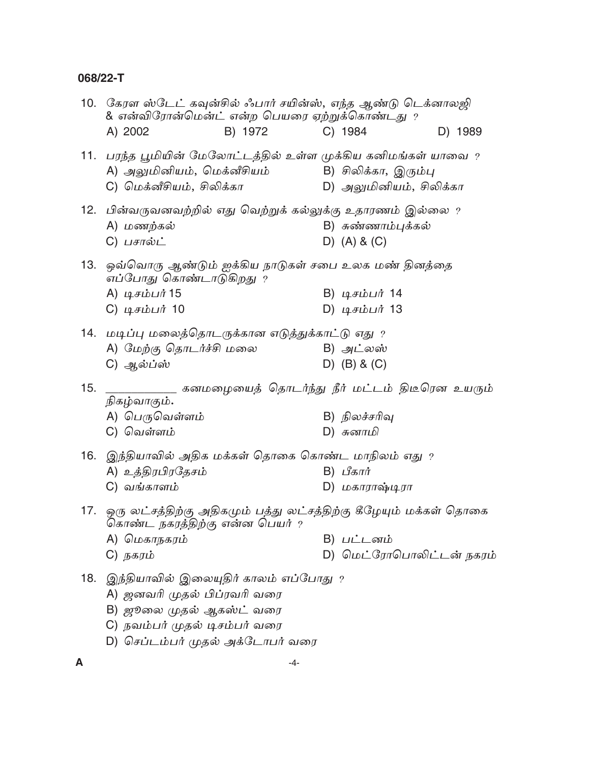10. கேரள ஸ்டேட் கவுன்சில் ஃபார் சயின்ஸ், எந்த ஆண்டு டெக்னாலஜி & என்விரோன்மென்ட் என்ற பெயரை ஏற்றுக்கொண்டது ?

    A) 2002 B) 1972 C) 1984 D) 1989

11. பரந்த பூமியின் மேலோட்டத்தில் உள்ள முக்கிய கனிமங்கள் யாவை ?

    A) அலுமினியம், மெக்னீசியம்
    B) சிலிக்கா, இரும்பு
    C) மெக்னீசியம், சிலிக்கா
    D) அலுமினியம், சிலிக்கா

12. பின்வருவனவற்றில் எது வெற்றுக் கல்லுக்கு உதாரணம் இல்லை ?

    A) மணற்கல்
    B) சுண்ணாம்புக்கல்
    C) பசால்ட்
    D) (A) & (C)

13. ஒவ்வொரு ஆண்டும் ஐக்கிய நாடுகள் சபை உலக மண் தினத்தை எப்போது கொண்டாடுகிறது ?

    A) டிசம்பர் 15
    B) டிசம்பர் 14
    C) டிசம்பர் 10
    D) டிசம்பர் 13

14. மடிப்பு மலைத்தொடருக்கான எடுத்துக்காட்டு எது ?

    A) மேற்கு தொடர்ச்சி மலை
    B) அட்லஸ்
    C) ஆல்ப்ஸ்
    D) (B) & (C)

15. \_\_\_\_\_\_\_\_\_\_ கனமழையைத் தொடர்ந்து நீர் மட்டம் திடீரென உயரும் நிகழ்வாகும்.

    A) பெருவெள்ளம்
    B) நிலச்சரிவு
    C) வெள்ளம்
    D) சுனாமி

16. இந்தியாவில் அதிக மக்கள் தொகை கொண்ட மாநிலம் எது ?

    A) உத்திரபிரதேசம்
    B) பீகார்
    C) வங்காளம்
    D) மகாராஷ்டிரா

17. ஒரு லட்சத்திற்கு அதிகமும் பத்து லட்சத்திற்கு கீழேயும் மக்கள் தொகை கொண்ட நகரத்திற்கு என்ன பெயர் ?

    A) மெகாநகரம்
    B) பட்டனம்
    C) நகரம்
    D) மெட்ரோபொலிட்டன் நகரம்

18. இந்தியாவில் இலையுதிர் காலம் எப்போது ?

    A) ஜனவரி முதல் பிப்ரவரி வரை
    B) ஜூலை முதல் ஆகஸ்ட் வரை
    C) நவம்பர் முதல் டிசம்பர் வரை
    D) செப்டம்பர் முதல் அக்டோபர் வரை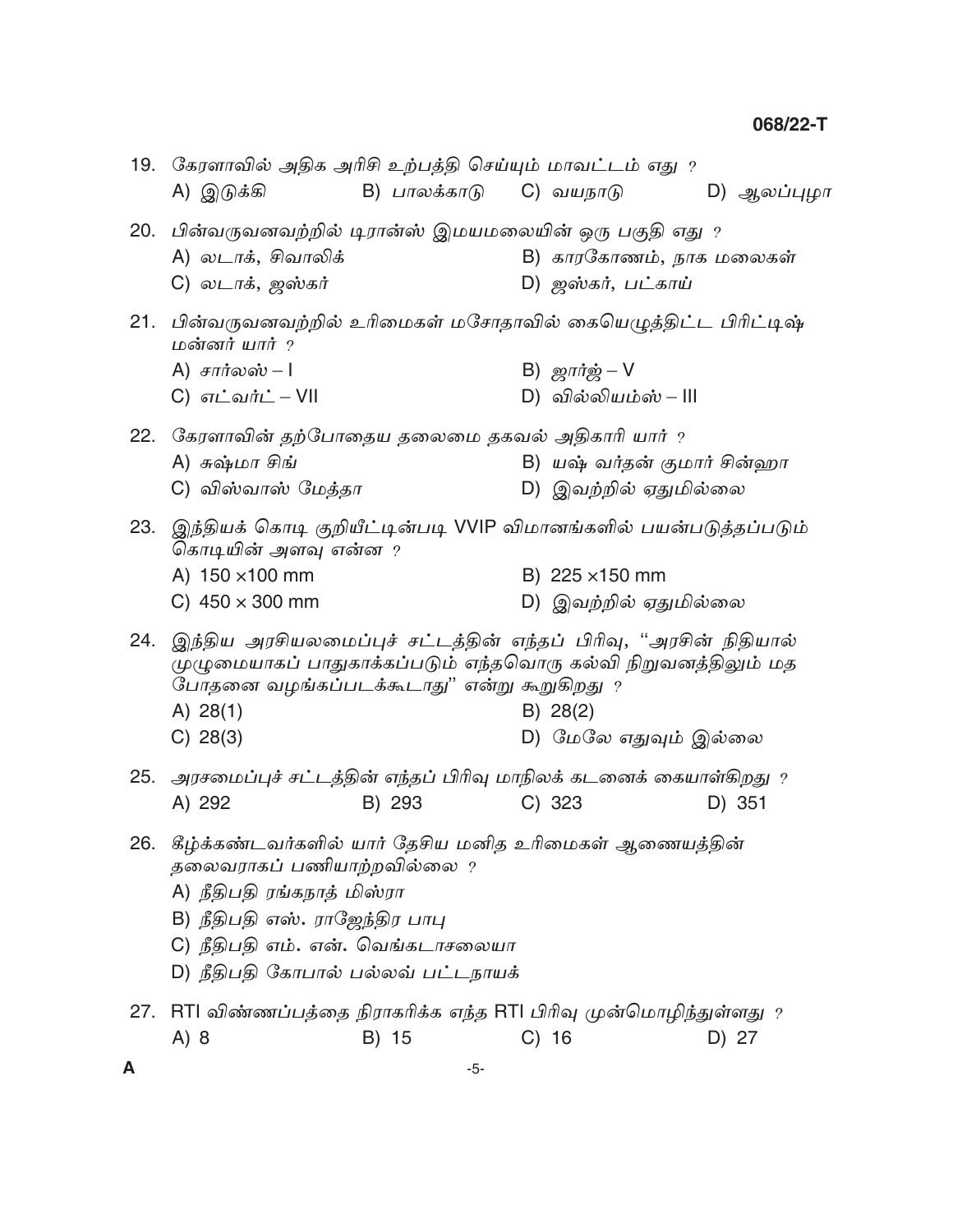19. கேரளாவில் அதிக அரிசி உற்பத்தி செய்யும் மாவட்டம் எது ?

A) இடுக்கி B) பாலக்காடு C) வயநாடு D) ஆலப்புழா

20. பின்வருவனவற்றில் டிரான்ஸ் இமயமலையின் ஒரு பகுதி எது ?

A) லடாக், சிவாலிக்
B) காரகோணம், நாக மலைகள்
C) லடாக், ஜஸ்கர்
D) ஜஸ்கர், பட்காய்

21. பின்வருவனவற்றில் உரிமைகள் மசோதாவில் கையெழுத்திட்ட பிரிட்டிஷ் மன்னர் யார் ?

A) சார்லஸ் – I
B) ஜார்ஜ் – V
C) எட்வர்ட் – VII
D) வில்லியம்ஸ் – III

22. கேரளாவின் தற்போதைய தலைமை தகவல் அதிகாரி யார் ?

A) சுஷ்மா சிங்
B) யஷ் வர்தன் குமார் சின்ஹா
C) விஸ்வாஸ் மேத்தா
D) இவற்றில் ஏதுமில்லை

23. இந்தியக் கொடி குறியீட்டின்படி VVIP விமானங்களில் பயன்படுத்தப்படும் கொடியின் அளவு என்ன ?

A) 150 ×100 mm
B) 225 ×150 mm
C) 450 × 300 mm
D) இவற்றில் ஏதுமில்லை

24. இந்திய அரசியலமைப்புச் சட்டத்தின் எந்தப் பிரிவு, "அரசின் நிதியால் முழுமையாகப் பாதுகாக்கப்படும் எந்தவொரு கல்வி நிறுவனத்திலும் மத போதனை வழங்கப்படக்கூடாது" என்று கூறுகிறது ?

A) 28(1)
B) 28(2)
C) 28(3)
D) மேலே எதுவும் இல்லை

25. அரசமைப்புச் சட்டத்தின் எந்தப் பிரிவு மாநிலக் கடனைக் கையாள்கிறது ?

A) 292 B) 293 C) 323 D) 351

26. கீழ்க்கண்டவர்களில் யார் தேசிய மனித உரிமைகள் ஆணையத்தின் தலைவராகப் பணியாற்றவில்லை ?

A) நீதிபதி ரங்கநாத் மிஸ்ரா
B) நீதிபதி எஸ். ராஜேந்திர பாபு
C) நீதிபதி எம். என். வெங்கடாசலையா
D) நீதிபதி கோபால் பல்லவ் பட்டநாயக்

27. RTI விண்ணப்பத்தை நிராகரிக்க எந்த RTI பிரிவு முன்மொழிந்துள்ளது ?

A) 8 B) 15 C) 16 D) 27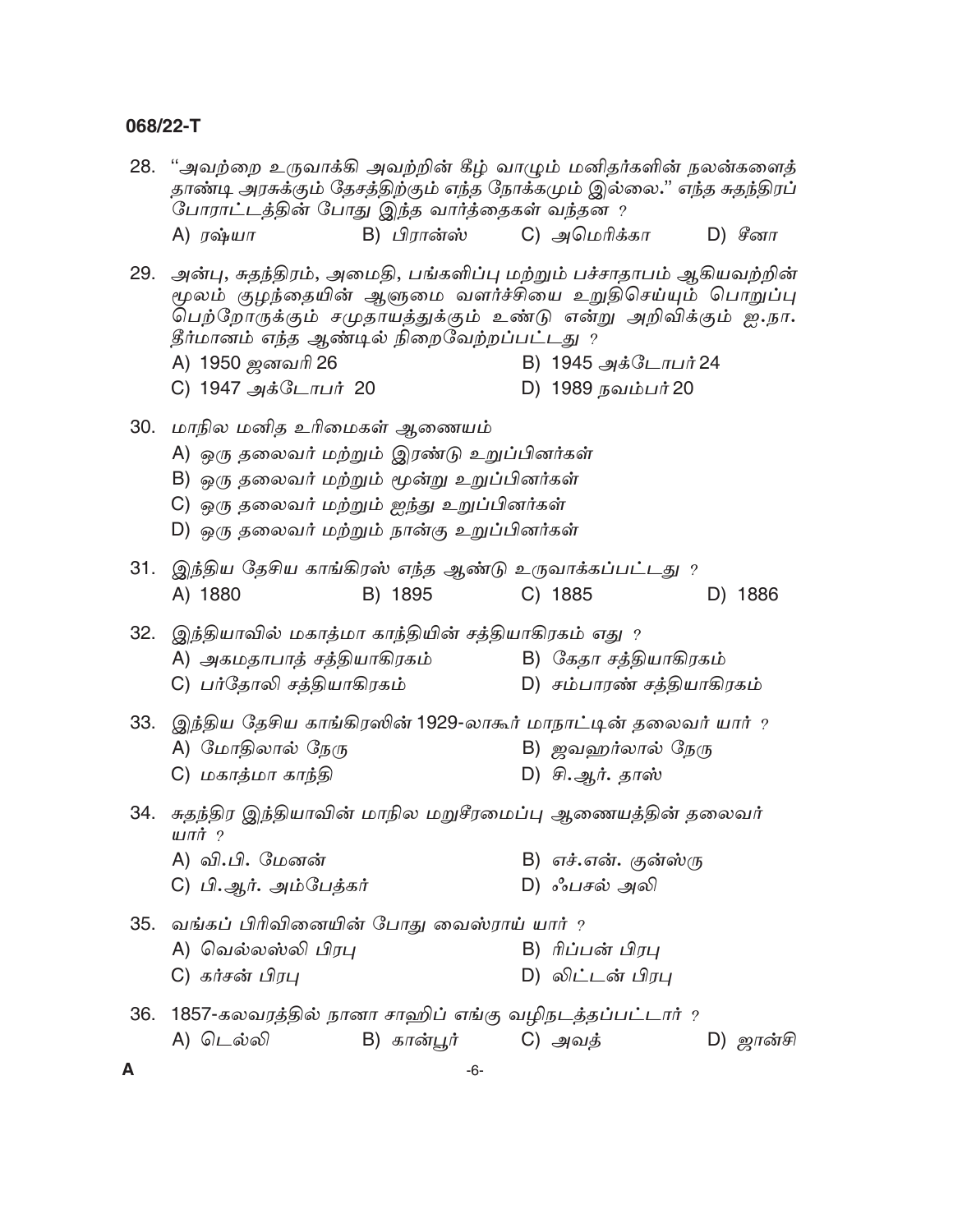28. "அவற்றை உருவாக்கி அவற்றின் கீழ் வாழும் மனிதர்களின் நலன்களைத் தாண்டி அரசுக்கும் தேசத்திற்கும் எந்த நோக்கமும் இல்லை." எந்த சுதந்திரப் போராட்டத்தின் போது இந்த வார்த்தைகள் வந்தன ?

    A) ரஷ்யா B) பிரான்ஸ் C) அமெரிக்கா D) சீனா

29. அன்பு, சுதந்திரம், அமைதி, பங்களிப்பு மற்றும் பச்சாதாபம் ஆகியவற்றின் மூலம் குழந்தையின் ஆளுமை வளர்ச்சியை உறுதிசெய்யும் பொறுப்பு பெற்றோருக்கும் சமுதாயத்துக்கும் உண்டு என்று அறிவிக்கும் ஐ.நா. தீர்மானம் எந்த ஆண்டில் நிறைவேற்றப்பட்டது ?

    A) 1950 ஜனவரி 26
    B) 1945 அக்டோபர் 24
    C) 1947 அக்டோபர் 20
    D) 1989 நவம்பர் 20

30. மாநில மனித உரிமைகள் ஆணையம்

    A) ஒரு தலைவர் மற்றும் இரண்டு உறுப்பினர்கள்
    B) ஒரு தலைவர் மற்றும் மூன்று உறுப்பினர்கள்
    C) ஒரு தலைவர் மற்றும் ஐந்து உறுப்பினர்கள்
    D) ஒரு தலைவர் மற்றும் நான்கு உறுப்பினர்கள்

31. இந்திய தேசிய காங்கிரஸ் எந்த ஆண்டு உருவாக்கப்பட்டது ?

    A) 1880 B) 1895 C) 1885 D) 1886

32. இந்தியாவில் மகாத்மா காந்தியின் சத்தியாகிரகம் எது ?

    A) அகமதாபாத் சத்தியாகிரகம்
    B) கேதா சத்தியாகிரகம்
    C) பர்தோலி சத்தியாகிரகம்
    D) சம்பாரண் சத்தியாகிரகம்

33. இந்திய தேசிய காங்கிரஸின் 1929-லாகூர் மாநாட்டின் தலைவர் யார் ?

    A) மோதிலால் நேரு
    B) ஜவஹர்லால் நேரு
    C) மகாத்மா காந்தி
    D) சி.ஆர். தாஸ்

34. சுதந்திர இந்தியாவின் மாநில மறுசீரமைப்பு ஆணையத்தின் தலைவர் யார் ?

    A) வி.பி. மேனன்
    B) எச்.என். குன்ஸ்ரு
    C) பி.ஆர். அம்பேத்கர்
    D) ஃபசல் அலி

35. வங்கப் பிரிவினையின் போது வைஸ்ராய் யார் ?

    A) வெல்லஸ்லி பிரபு
    B) ரிப்பன் பிரபு
    C) கர்சன் பிரபு
    D) லிட்டன் பிரபு

36. 1857-கலவரத்தில் நானா சாஹிப் எங்கு வழிநடத்தப்பட்டார் ?

    A) டெல்லி B) கான்பூர் C) அவத் D) ஜான்சி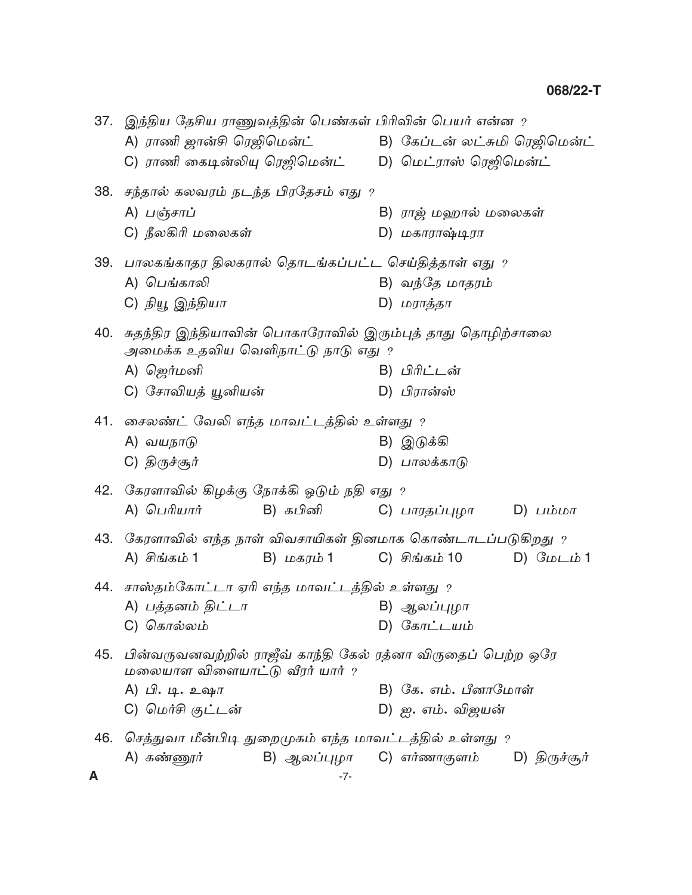37. இந்திய தேசிய ராணுவத்தின் பெண்கள் பிரிவின் பெயர் என்ன ?

A) ராணி ஜான்சி ரெஜிமென்ட்
B) கேப்டன் லட்சுமி ரெஜிமென்ட்
C) ராணி கைடின்லியு ரெஜிமென்ட்
D) மெட்ராஸ் ரெஜிமென்ட்

38. சந்தால் கலவரம் நடந்த பிரதேசம் எது ?

A) பஞ்சாப்
B) ராஜ் மஹால் மலைகள்
C) நீலகிரி மலைகள்
D) மகாராஷ்டிரா

39. பாலகங்காதர திலகரால் தொடங்கப்பட்ட செய்தித்தாள் எது ?

A) பெங்காலி
B) வந்தே மாதரம்
C) நியூ இந்தியா
D) மராத்தா

40. சுதந்திர இந்தியாவின் பொகாரோவில் இரும்புத் தாது தொழிற்சாலை அமைக்க உதவிய வெளிநாட்டு நாடு எது ?

A) ஜெர்மனி
B) பிரிட்டன்
C) சோவியத் யூனியன்
D) பிரான்ஸ்

41. சைலண்ட் வேலி எந்த மாவட்டத்தில் உள்ளது ?

A) வயநாடு
B) இடுக்கி
C) திருச்சூர்
D) பாலக்காடு

42. கேரளாவில் கிழக்கு நோக்கி ஓடும் நதி எது ?

A) பெரியார்
B) கபினி
C) பாரதப்புழா
D) பம்மா

43. கேரளாவில் எந்த நாள் விவசாயிகள் தினமாக கொண்டாடப்படுகிறது ?

A) சிங்கம் 1
B) மகரம் 1
C) சிங்கம் 10
D) மேடம் 1

44. சாஸ்தம்கோட்டா ஏரி எந்த மாவட்டத்தில் உள்ளது ?

A) பத்தனம் திட்டா
B) ஆலப்புழா
C) கொல்லம்
D) கோட்டயம்

45. பின்வருவனவற்றில் ராஜீவ் காந்தி கேல் ரத்னா விருதைப் பெற்ற ஒரே மலையாள விளையாட்டு வீரர் யார் ?

A) பி. டி. உஷா
B) கே. எம். பீனாமோள்
C) மெர்சி குட்டன்
D) ஐ. எம். விஜயன்

46. செத்துவா மீன்பிடி துறைமுகம் எந்த மாவட்டத்தில் உள்ளது ?

A) கண்ணூர்
B) ஆலப்புழா
C) எர்ணாகுளம்
D) திருச்சூர்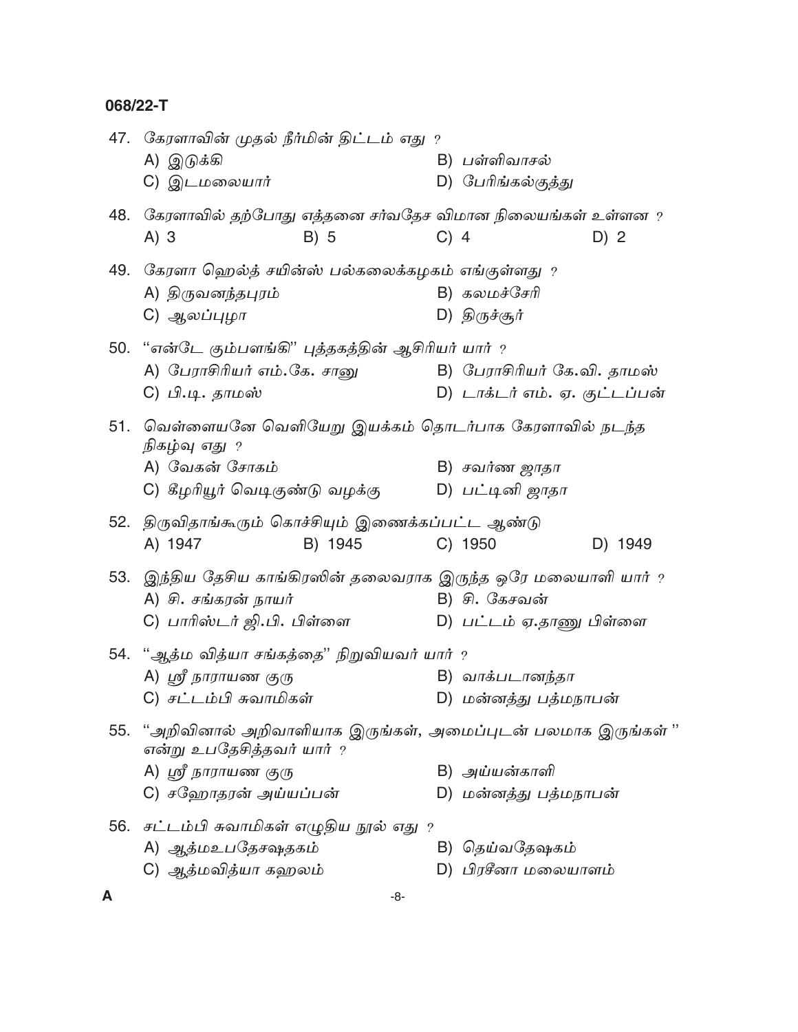47. கேரளாவின் முதல் நீர்மின் திட்டம் எது ?

A) இடுக்கி
B) பள்ளிவாசல்
C) இடமலையார்
D) பேரிங்கல்குத்து

48. கேரளாவில் தற்போது எத்தனை சர்வதேச விமான நிலையங்கள் உள்ளன ?

A) 3
B) 5
C) 4
D) 2

49. கேரளா ஹெல்த் சயின்ஸ் பல்கலைக்கழகம் எங்குள்ளது ?

A) திருவனந்தபுரம்
B) கலமச்சேரி
C) ஆலப்புழா
D) திருச்சூர்

50. "என்டே கும்பளங்கி" புத்தகத்தின் ஆசிரியர் யார் ?

A) பேராசிரியர் எம்.கே. சானு
B) பேராசிரியர் கே.வி. தாமஸ்
C) பி.டி. தாமஸ்
D) டாக்டர் எம். ஏ. குட்டப்பன்

51. வெள்ளையனே வெளியேறு இயக்கம் தொடர்பாக கேரளாவில் நடந்த நிகழ்வு எது ?

A) வேகன் சோகம்
B) சவர்ண ஜாதா
C) கீழரியூர் வெடிகுண்டு வழக்கு
D) பட்டினி ஜாதா

52. திருவிதாங்கூரும் கொச்சியும் இணைக்கப்பட்ட ஆண்டு

A) 1947
B) 1945
C) 1950
D) 1949

53. இந்திய தேசிய காங்கிரஸின் தலைவராக இருந்த ஒரே மலையாளி யார் ?

A) சி. சங்கரன் நாயர்
B) சி. கேசவன்
C) பாரிஸ்டர் ஜி.பி. பிள்ளை
D) பட்டம் ஏ.தாணு பிள்ளை

54. "ஆத்ம வித்யா சங்கத்தை" நிறுவியவர் யார் ?

A) ஸ்ரீ நாராயண குரு
B) வாக்படானந்தா
C) சட்டம்பி சுவாமிகள்
D) மன்னத்து பத்மநாபன்

55. "அறிவினால் அறிவாளியாக இருங்கள், அமைப்புடன் பலமாக இருங்கள்" என்று உபதேசித்தவர் யார் ?

A) ஸ்ரீ நாராயண குரு
B) அய்யன்காளி
C) சஹோதரன் அய்யப்பன்
D) மன்னத்து பத்மநாபன்

56. சட்டம்பி சுவாமிகள் எழுதிய நூல் எது ?

A) ஆத்மஉபதேசஷதகம்
B) தெய்வதேஷகம்
C) ஆத்மவித்யா கஹலம்
D) பிரசீனா மலையாளம்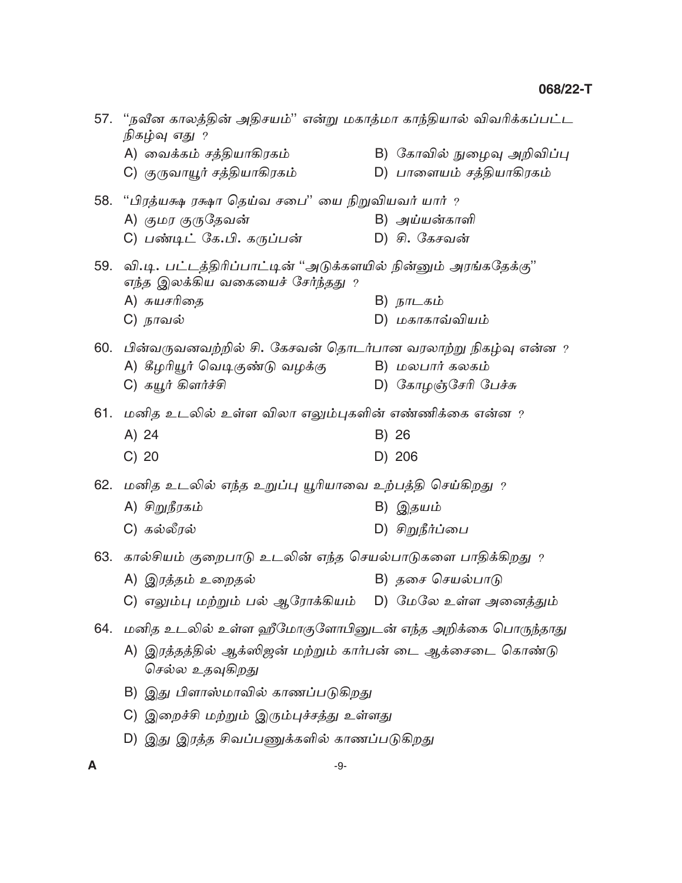57. “நவீன காலத்தின் அதிசயம்” என்று மகாத்மா காந்தியால் விவரிக்கப்பட்ட நிகழ்வு எது ?

A) வைக்கம் சத்தியாகிரகம்
B) கோவில் நுழைவு அறிவிப்பு
C) குருவாயூர் சத்தியாகிரகம்
D) பாளையம் சத்தியாகிரகம்

58. “பிரத்யக்ஷ ரக்ஷா தெய்வ சபை” யை நிறுவியவர் யார் ?

A) குமர குருதேவன்
B) அய்யன்காளி
C) பண்டிட் கே.பி. கருப்பன்
D) சி. கேசவன்

59. வி.டி. பட்டத்திரிப்பாட்டின் “அடுக்களயில் நின்னும் அரங்கதேக்கு” எந்த இலக்கிய வகையைச் சேர்ந்தது ?

A) சுயசரிதை
B) நாடகம்
C) நாவல்
D) மகாகாவ்வியம்

60. பின்வருவனவற்றில் சி. கேசவன் தொடர்பான வரலாற்று நிகழ்வு என்ன ?

A) கீழரியூர் வெடிகுண்டு வழக்கு
B) மலபார் கலகம்
C) கயூர் கிளர்ச்சி
D) கோழஞ்சேரி பேச்சு

61. மனித உடலில் உள்ள விலா எலும்புகளின் எண்ணிக்கை என்ன ?

A) 24
B) 26
C) 20
D) 206

62. மனித உடலில் எந்த உறுப்பு யூரியாவை உற்பத்தி செய்கிறது ?

A) சிறுநீரகம்
B) இதயம்
C) கல்லீரல்
D) சிறுநீர்ப்பை

63. கால்சியம் குறைபாடு உடலின் எந்த செயல்பாடுகளை பாதிக்கிறது ?

A) இரத்தம் உறைதல்
B) தசை செயல்பாடு
C) எலும்பு மற்றும் பல் ஆரோக்கியம்
D) மேலே உள்ள அனைத்தும்

64. மனித உடலில் உள்ள ஹீமோகுளோபினுடன் எந்த அறிக்கை பொருந்தாது

A) இரத்தத்தில் ஆக்ஸிஜன் மற்றும் கார்பன் டை ஆக்சைடை கொண்டு செல்ல உதவுகிறது
B) இது பிளாஸ்மாவில் காணப்படுகிறது
C) இறைச்சி மற்றும் இரும்புச்சத்து உள்ளது
D) இது இரத்த சிவப்பணுக்களில் காணப்படுகிறது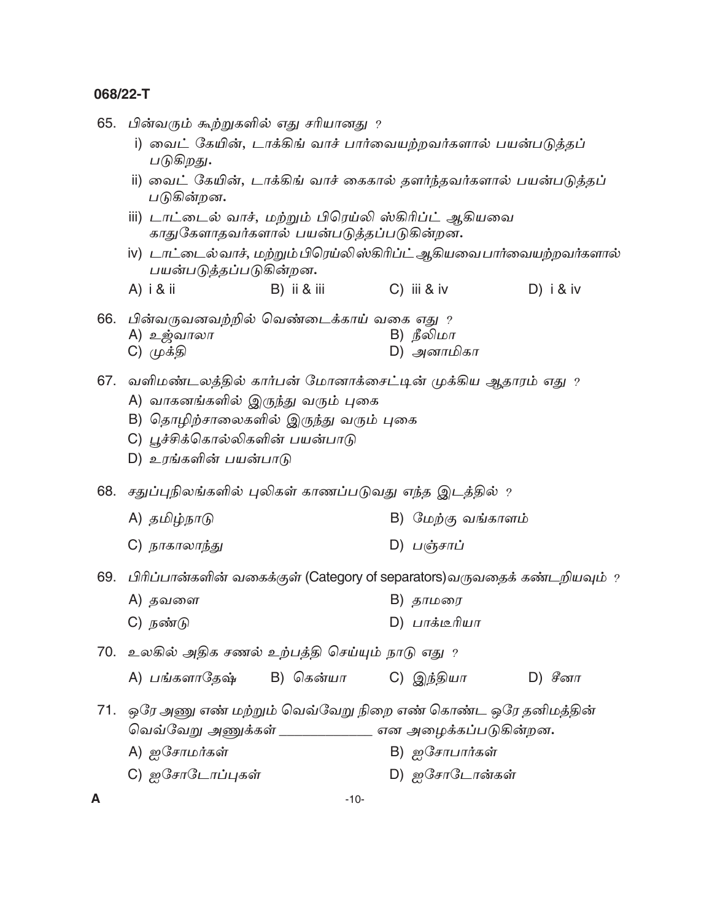65. பின்வரும் கூற்றுகளில் எது சரியானது ?

i) வைட் கேயின், டாக்கிங் வாச் பார்வையற்றவர்களால் பயன்படுத்தப் படுகிறது.

ii) வைட் கேயின், டாக்கிங் வாச் கைகால் தளர்ந்தவர்களால் பயன்படுத்தப் படுகின்றன.

iii) டாட்டைல் வாச், மற்றும் பிரெய்லி ஸ்கிரிப்ட் ஆகியவை காதுகேளாதவர்களால் பயன்படுத்தப்படுகின்றன.

iv) டாட்டைல்வாச், மற்றும்பிரெய்லிஸ்கிரிப்ட் ஆகியவைபார்வையற்றவர்களால் பயன்படுத்தப்படுகின்றன.

A) i & ii B) ii & iii C) iii & iv D) i & iv

66. பின்வருவனவற்றில் வெண்டைக்காய் வகை எது ?

A) உஜ்வாலா B) நீலிமா

C) முக்தி D) அனாமிகா

67. வளிமண்டலத்தில் கார்பன் மோனாக்சைட்டின் முக்கிய ஆதாரம் எது ?

A) வாகனங்களில் இருந்து வரும் புகை

B) தொழிற்சாலைகளில் இருந்து வரும் புகை

C) பூச்சிக்கொல்லிகளின் பயன்பாடு

D) உரங்களின் பயன்பாடு

68. சதுப்புநிலங்களில் புலிகள் காணப்படுவது எந்த இடத்தில் ?

A) தமிழ்நாடு B) மேற்கு வங்காளம்

C) நாகாலாந்து D) பஞ்சாப்

69. பிரிப்பான்களின் வகைக்குள் (Category of separators)வருவதைக் கண்டறியவும் ?

A) தவளை B) தாமரை

C) நண்டு D) பாக்டீரியா

70. உலகில் அதிக சணல் உற்பத்தி செய்யும் நாடு எது ?

A) பங்களாதேஷ் B) கென்யா C) இந்தியா D) சீனா

71. ஒரே அணு எண் மற்றும் வெவ்வேறு நிறை எண் கொண்ட ஒரே தனிமத்தின் வெவ்வேறு அணுக்கள் ____________ என அழைக்கப்படுகின்றன.

A) ஐசோமர்கள் B) ஐசோபார்கள்

C) ஐசோடோப்புகள் D) ஐசோடோன்கள்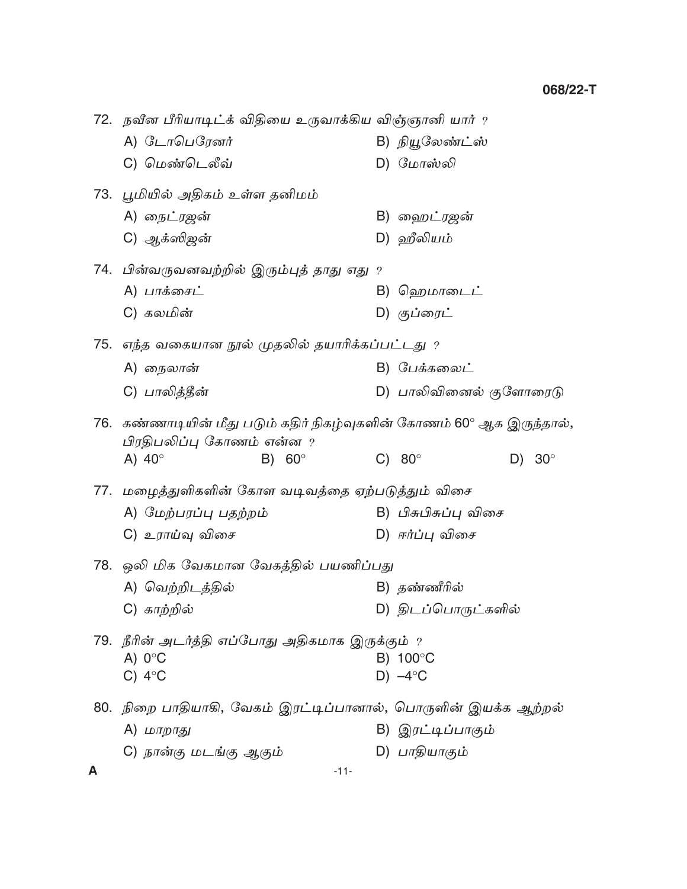72. நவீன பீரியாடிக் விதியை உருவாக்கிய விஞ்ஞானி யார் ?

A) டோபெரேனர்
B) நியூலேண்ட்ஸ்
C) மெண்டெலீவ்
D) மோஸ்லி

73. பூமியில் அதிகம் உள்ள தனிமம்

A) நைட்ரஜன்
B) ஹைட்ரஜன்
C) ஆக்ஸிஜன்
D) ஹீலியம்

74. பின்வருவனவற்றில் இரும்புத் தாது எது ?

A) பாக்சைட்
B) ஹெமாடைட்
C) கலமின்
D) குப்ரைட்

75. எந்த வகையான நூல் முதலில் தயாரிக்கப்பட்டது ?

A) நைலான்
B) பேக்கலைட்
C) பாலித்தீன்
D) பாலிவினைல் குளோரைடு

76. கண்ணாடியின் மீது படும் கதிர் நிகழ்வுகளின் கோணம் 60° ஆக இருந்தால், பிரதிபலிப்பு கோணம் என்ன ?

A) 40°
B) 60°
C) 80°
D) 30°

77. மழைத்துளிகளின் கோள வடிவத்தை ஏற்படுத்தும் விசை

A) மேற்பரப்பு பதற்றம்
B) பிசுபிசுப்பு விசை
C) உராய்வு விசை
D) ஈர்ப்பு விசை

78. ஒலி மிக வேகமான வேகத்தில் பயணிப்பது

A) வெற்றிடத்தில்
B) தண்ணீரில்
C) காற்றில்
D) திடப்பொருட்களில்

79. நீரின் அடர்த்தி எப்போது அதிகமாக இருக்கும் ?

A) 0°C
B) 100°C
C) 4°C
D) –4°C

80. நிறை பாதியாகி, வேகம் இரட்டிப்பானால், பொருளின் இயக்க ஆற்றல்

A) மாறாது
B) இரட்டிப்பாகும்
C) நான்கு மடங்கு ஆகும்
D) பாதியாகும்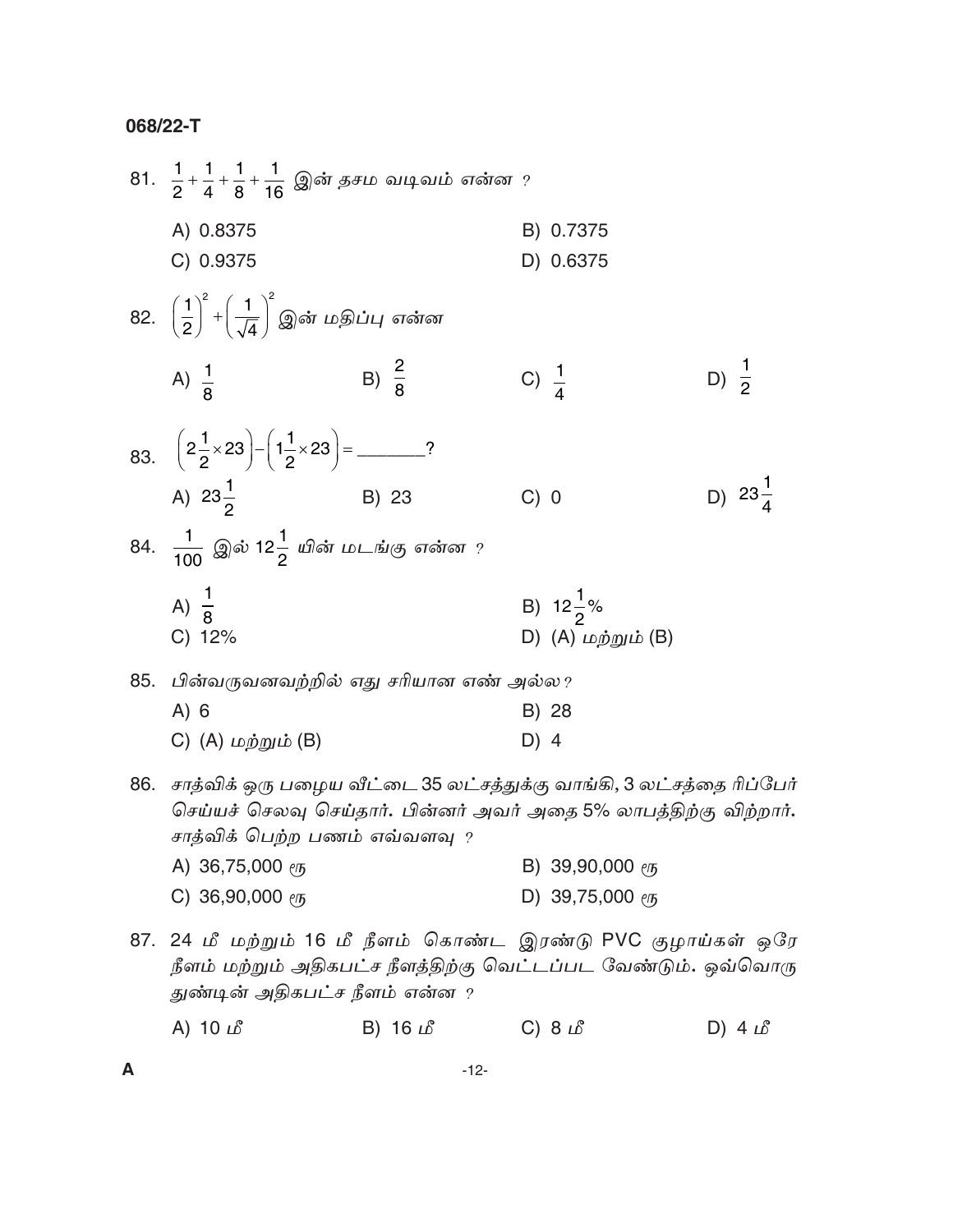81. $\frac{1}{2}+\frac{1}{4}+\frac{1}{8}+\frac{1}{16}$ இன் தசம வடிவம் என்ன ?

A) 0.8375

B) 0.7375

C) 0.9375

D) 0.6375

82. $\left(\frac{1}{2}\right)^2+\left(\frac{1}{\sqrt{4}}\right)^2$ இன் மதிப்பு என்ன

A) $\frac{1}{8}$

B) $\frac{2}{8}$

C) $\frac{1}{4}$

D) $\frac{1}{2}$

83. $\left(2\frac{1}{2}\times 23\right)-\left(1\frac{1}{2}\times 23\right)=$ _______?

A) $23\frac{1}{2}$

B) 23

C) 0

D) $23\frac{1}{4}$

84. $\frac{1}{100}$ இல் $12\frac{1}{2}$ யின் மடங்கு என்ன ?

A) $\frac{1}{8}$

B) $12\frac{1}{2}\%$

C) 12%

D) (A) மற்றும் (B)

85. பின்வருவனவற்றில் எது சரியான எண் அல்ல ?

A) 6

B) 28

C) (A) மற்றும் (B)

D) 4

86. சாத்விக் ஒரு பழைய வீட்டை 35 லட்சத்துக்கு வாங்கி, 3 லட்சத்தை ரிப்பேர் செய்யச் செலவு செய்தார். பின்னர் அவர் அதை 5% லாபத்திற்கு விற்றார். சாத்விக் பெற்ற பணம் எவ்வளவு ?

A) 36,75,000 ரூ

B) 39,90,000 ரூ

C) 36,90,000 ரூ

D) 39,75,000 ரூ

87. 24 மீ மற்றும் 16 மீ நீளம் கொண்ட இரண்டு PVC குழாய்கள் ஒரே நீளம் மற்றும் அதிகபட்ச நீளத்திற்கு வெட்டப்பட வேண்டும். ஒவ்வொரு துண்டின் அதிகபட்ச நீளம் என்ன ?

A) 10 மீ

B) 16 மீ

C) 8 மீ

D) 4 மீ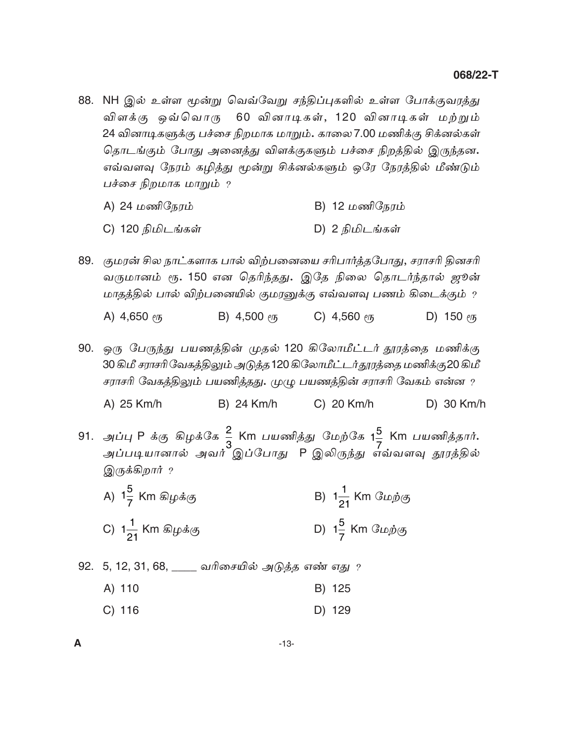88. NH இல் உள்ள மூன்று வெவ்வேறு சந்திப்புகளில் உள்ள போக்குவரத்து விளக்கு ஒவ்வொரு 60 வினாடிகள், 120 வினாடிகள் மற்றும் 24 வினாடிகளுக்கு பச்சை நிறமாக மாறும். காலை 7.00 மணிக்கு சிக்னல்கள் தொடங்கும் போது அனைத்து விளக்குகளும் பச்சை நிறத்தில் இருந்தன. எவ்வளவு நேரம் கழித்து மூன்று சிக்னல்களும் ஒரே நேரத்தில் மீண்டும் பச்சை நிறமாக மாறும் ?

A) 24 மணிநேரம்

B) 12 மணிநேரம்

C) 120 நிமிடங்கள்

D) 2 நிமிடங்கள்

89. குமரன் சில நாட்களாக பால் விற்பனையை சரிபார்த்தபோது, சராசரி தினசரி வருமானம் ரூ. 150 என தெரிந்தது. இதே நிலை தொடர்ந்தால் ஜூன் மாதத்தில் பால் விற்பனையில் குமரனுக்கு எவ்வளவு பணம் கிடைக்கும் ?

A) 4,650 ரூ

B) 4,500 ரூ

C) 4,560 ரூ

D) 150 ரூ

90. ஒரு பேருந்து பயணத்தின் முதல் 120 கிலோமீட்டர் தூரத்தை மணிக்கு 30 கிமீ சராசரி வேகத்திலும் அடுத்த 120 கிலோமீட்டர் தூரத்தை மணிக்கு 20 கிமீ சராசரி வேகத்திலும் பயணித்தது. முழு பயணத்தின் சராசரி வேகம் என்ன ?

A) 25 Km/h

B) 24 Km/h

C) 20 Km/h

D) 30 Km/h

91. அப்பு P க்கு கிழக்கே $\frac{2}{3}$ Km பயணித்து மேற்கே $1\frac{5}{7}$ Km பயணித்தார். அப்படியானால் அவர் இப்போது P இலிருந்து எவ்வளவு தூரத்தில் இருக்கிறார் ?

A) $1\frac{5}{7}$ Km கிழக்கு

B) $1\frac{1}{21}$ Km மேற்கு

C) $1\frac{1}{21}$ Km கிழக்கு

D) $1\frac{5}{7}$ Km மேற்கு

92. 5, 12, 31, 68, ____ வரிசையில் அடுத்த எண் எது ?

A) 110

B) 125

C) 116

D) 129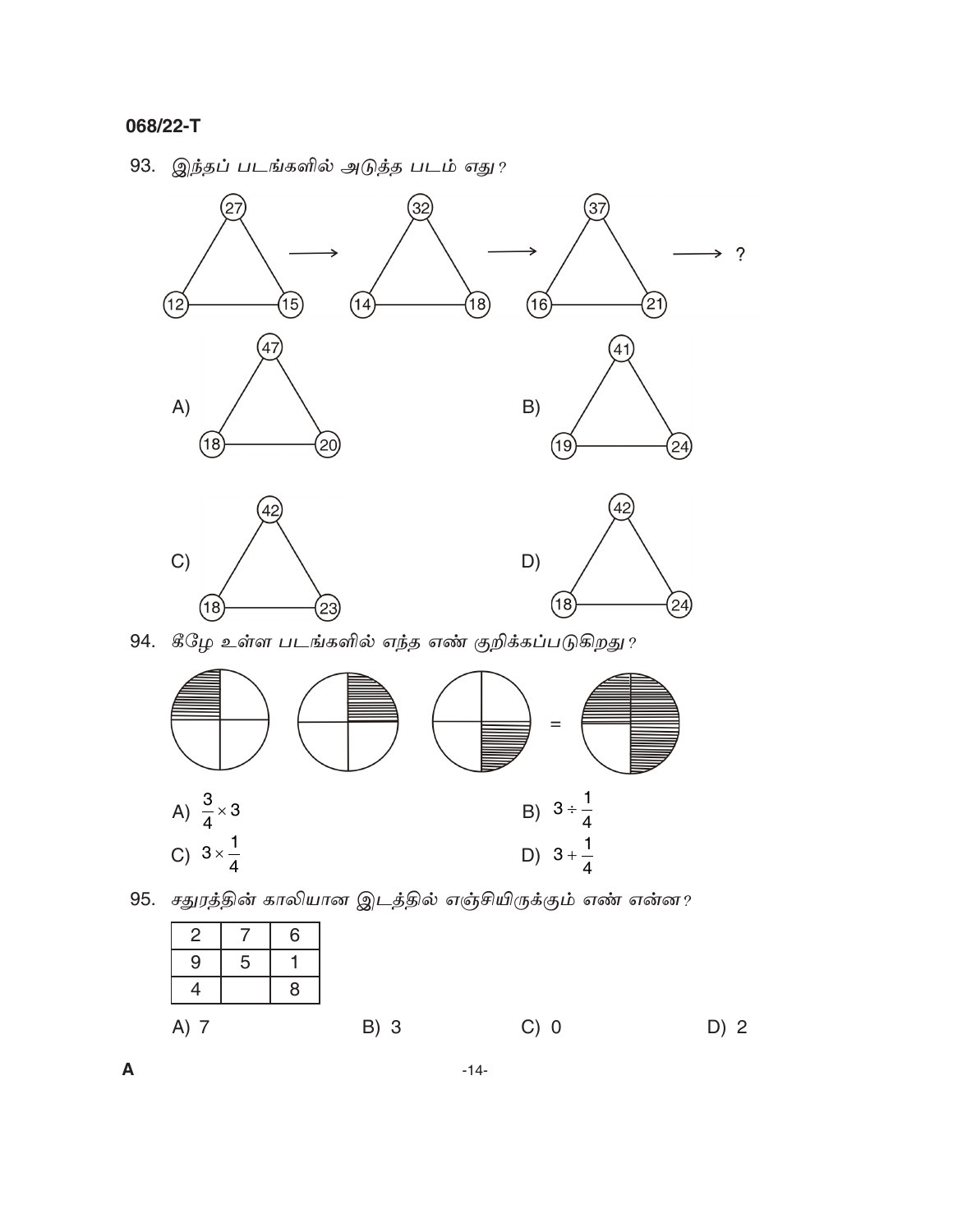93. இந்தப் படங்களில் அடுத்த படம் எது?

27, 12, 15 → 32, 14, 18 → 37, 16, 21 → ?

A) 47, 18, 20

B) 41, 19, 24

C) 42, 18, 23

D) 42, 18, 24

94. கீழே உள்ள படங்களில் எந்த எண் குறிக்கப்படுகிறது?

A) $\frac{3}{4} \times 3$

B) $3 \div \frac{1}{4}$

C) $3 \times \frac{1}{4}$

D) $3 + \frac{1}{4}$

95. சதுரத்தின் காலியான இடத்தில் எஞ்சியிருக்கும் எண் என்ன?

| 2 | 7 | 6 |
|---|---|---|
| 9 | 5 | 1 |
| 4 |  | 8 |

A) 7 B) 3 C) 0 D) 2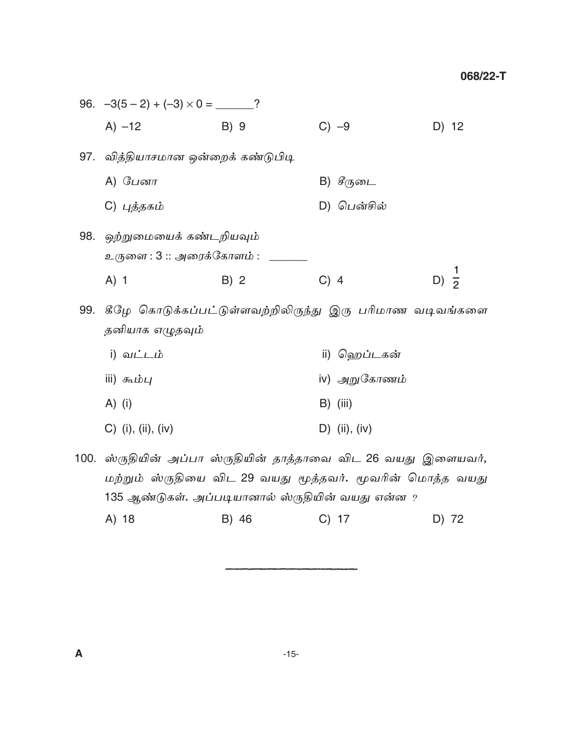96. $-3(5-2)+(-3)\times 0 =$ ______?

A) $-12$　　B) 9　　C) $-9$　　D) 12

97. வித்தியாசமான ஒன்றைக் கண்டுபிடி

A) பேனா　　B) சீருடை

C) புத்தகம்　　D) பென்சில்

98. ஒற்றுமையைக் கண்டறியவும்

உருளை : 3 :: அரைக்கோளம் : ______

A) 1　　B) 2　　C) 4　　D) $\frac{1}{2}$

99. கீழே கொடுக்கப்பட்டுள்ளவற்றிலிருந்து இரு பரிமாண வடிவங்களை தனியாக எழுதவும்

i) வட்டம்　　ii) ஹெப்டகன்

iii) கூம்பு　　iv) அறுகோணம்

A) (i)　　B) (iii)

C) (i), (ii), (iv)　　D) (ii), (iv)

100. ஸ்ருதியின் அப்பா ஸ்ருதியின் தாத்தாவை விட 26 வயது இளையவர், மற்றும் ஸ்ருதியை விட 29 வயது மூத்தவர். மூவரின் மொத்த வயது 135 ஆண்டுகள். அப்படியானால் ஸ்ருதியின் வயது என்ன ?

A) 18　　B) 46　　C) 17　　D) 72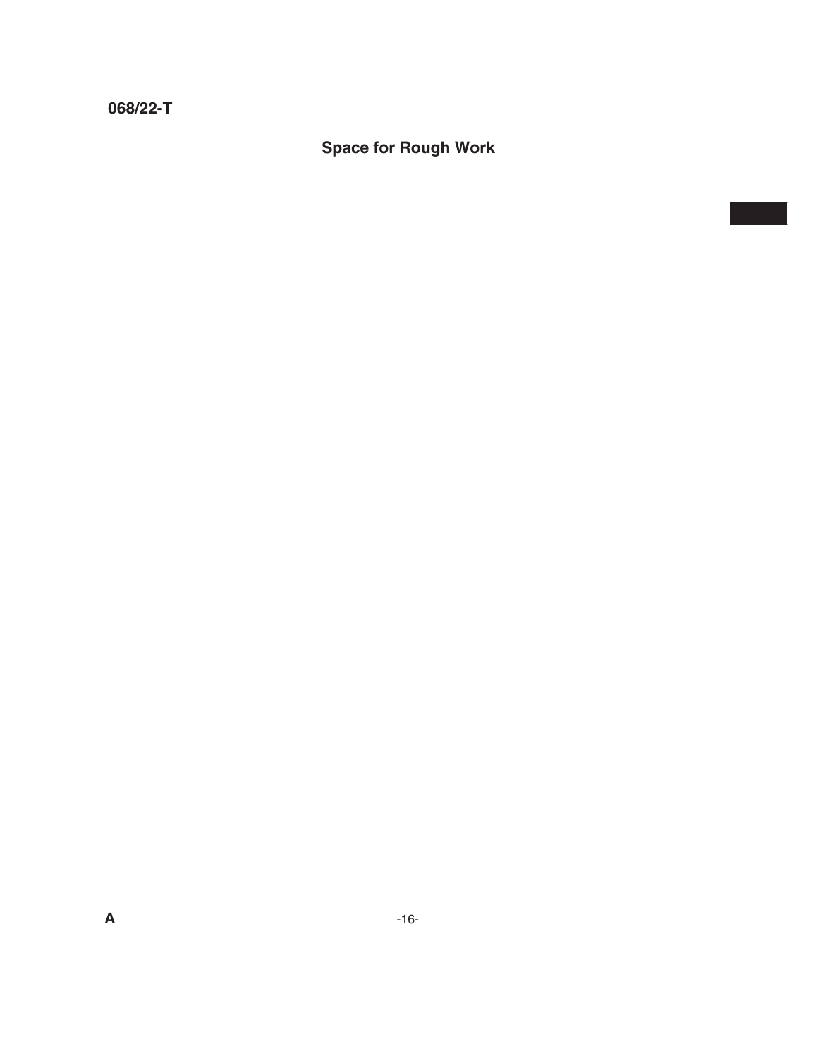## Space for Rough Work